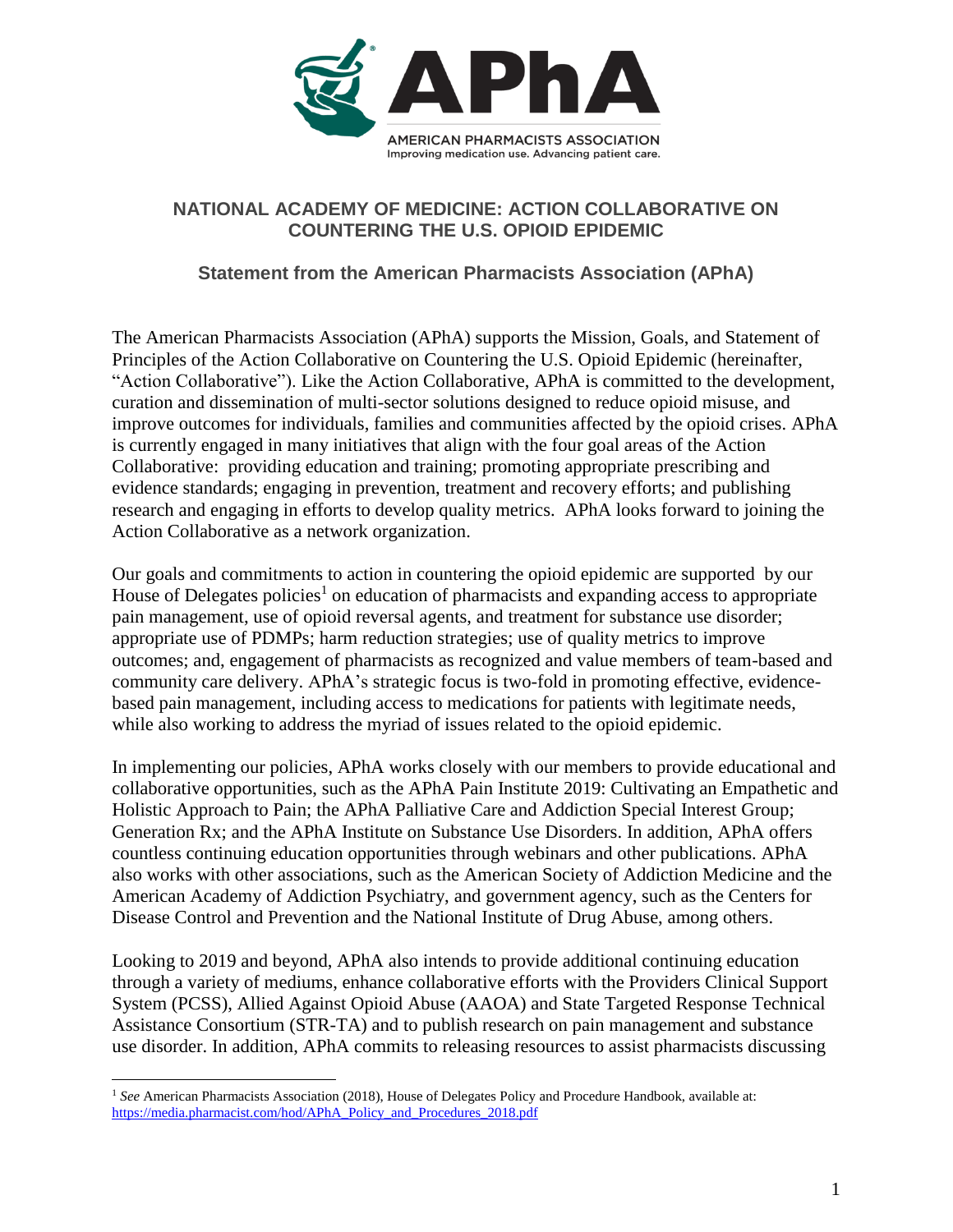AMERICAN PHARMACISTS ASSOCIATION
Improving medication use. Advancing patient care.

## NATIONAL ACADEMY OF MEDICINE: ACTION COLLABORATIVE ON COUNTERING THE U.S. OPIOID EPIDEMIC

### Statement from the American Pharmacists Association (APhA)

The American Pharmacists Association (APhA) supports the Mission, Goals, and Statement of Principles of the Action Collaborative on Countering the U.S. Opioid Epidemic (hereinafter, "Action Collaborative"). Like the Action Collaborative, APhA is committed to the development, curation and dissemination of multi-sector solutions designed to reduce opioid misuse, and improve outcomes for individuals, families and communities affected by the opioid crises. APhA is currently engaged in many initiatives that align with the four goal areas of the Action Collaborative: providing education and training; promoting appropriate prescribing and evidence standards; engaging in prevention, treatment and recovery efforts; and publishing research and engaging in efforts to develop quality metrics. APhA looks forward to joining the Action Collaborative as a network organization.

Our goals and commitments to action in countering the opioid epidemic are supported by our House of Delegates policies[1] on education of pharmacists and expanding access to appropriate pain management, use of opioid reversal agents, and treatment for substance use disorder; appropriate use of PDMPs; harm reduction strategies; use of quality metrics to improve outcomes; and, engagement of pharmacists as recognized and value members of team-based and community care delivery. APhA's strategic focus is two-fold in promoting effective, evidence-based pain management, including access to medications for patients with legitimate needs, while also working to address the myriad of issues related to the opioid epidemic.

In implementing our policies, APhA works closely with our members to provide educational and collaborative opportunities, such as the APhA Pain Institute 2019: Cultivating an Empathetic and Holistic Approach to Pain; the APhA Palliative Care and Addiction Special Interest Group; Generation Rx; and the APhA Institute on Substance Use Disorders. In addition, APhA offers countless continuing education opportunities through webinars and other publications. APhA also works with other associations, such as the American Society of Addiction Medicine and the American Academy of Addiction Psychiatry, and government agency, such as the Centers for Disease Control and Prevention and the National Institute of Drug Abuse, among others.

Looking to 2019 and beyond, APhA also intends to provide additional continuing education through a variety of mediums, enhance collaborative efforts with the Providers Clinical Support System (PCSS), Allied Against Opioid Abuse (AAOA) and State Targeted Response Technical Assistance Consortium (STR-TA) and to publish research on pain management and substance use disorder. In addition, APhA commits to releasing resources to assist pharmacists discussing

---

[1] *See* American Pharmacists Association (2018), House of Delegates Policy and Procedure Handbook, available at: https://media.pharmacist.com/hod/APhA_Policy_and_Procedures_2018.pdf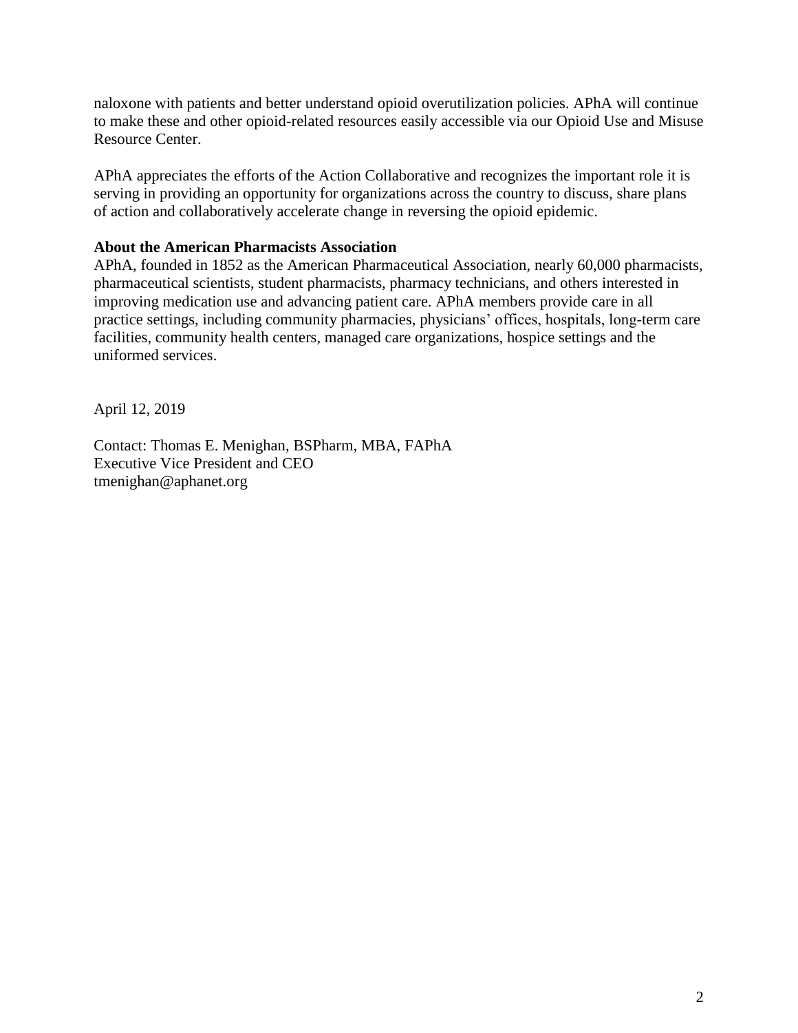naloxone with patients and better understand opioid overutilization policies. APhA will continue to make these and other opioid-related resources easily accessible via our Opioid Use and Misuse Resource Center.

APhA appreciates the efforts of the Action Collaborative and recognizes the important role it is serving in providing an opportunity for organizations across the country to discuss, share plans of action and collaboratively accelerate change in reversing the opioid epidemic.

**About the American Pharmacists Association**
APhA, founded in 1852 as the American Pharmaceutical Association, nearly 60,000 pharmacists, pharmaceutical scientists, student pharmacists, pharmacy technicians, and others interested in improving medication use and advancing patient care. APhA members provide care in all practice settings, including community pharmacies, physicians' offices, hospitals, long-term care facilities, community health centers, managed care organizations, hospice settings and the uniformed services.

April 12, 2019

Contact: Thomas E. Menighan, BSPharm, MBA, FAPhA
Executive Vice President and CEO
tmenighan@aphanet.org